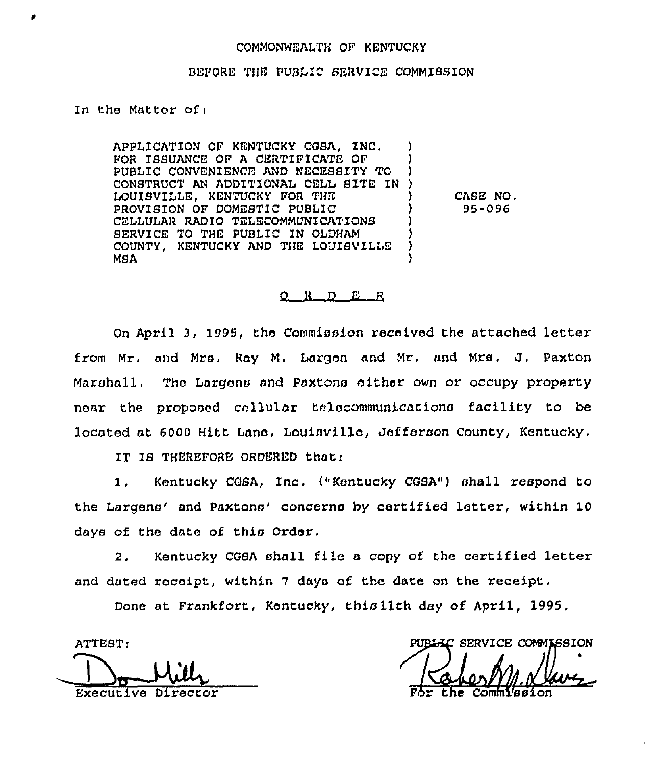COMMONWEALTH OF KENTUCKY

BEFORE THE PUBLIC SERVICE COMMISSION

In the Matter of:

| | |
|---|---|
| APPLICATION OF KENTUCKY CGSA, INC. FOR ISSUANCE OF A CERTIFICATE OF PUBLIC CONVENIENCE AND NECESSITY TO CONSTRUCT AN ADDITIONAL CELL SITE IN LOUISVILLE, KENTUCKY FOR THE PROVISION OF DOMESTIC PUBLIC CELLULAR RADIO TELECOMMUNICATIONS SERVICE TO THE PUBLIC IN OLDHAM COUNTY, KENTUCKY AND THE LOUISVILLE MSA | CASE NO. 95-096 |

## O R D E R

On April 3, 1995, the Commission received the attached letter from Mr. and Mrs. Ray M. Largen and Mr. and Mrs. J. Paxton Marshall. The Largens and Paxtons either own or occupy property near the proposed cellular telecommunications facility to be located at 6000 Hitt Lane, Louisville, Jefferson County, Kentucky.

IT IS THEREFORE ORDERED that:

1. Kentucky CGSA, Inc. ("Kentucky CGSA") shall respond to the Largens' and Paxtons' concerns by certified letter, within 10 days of the date of this Order.

2. Kentucky CGSA shall file a copy of the certified letter and dated receipt, within 7 days of the date on the receipt.

Done at Frankfort, Kentucky, this 11th day of April, 1995.

ATTEST:

Executive Director

PUBLIC SERVICE COMMISSION

For the Commission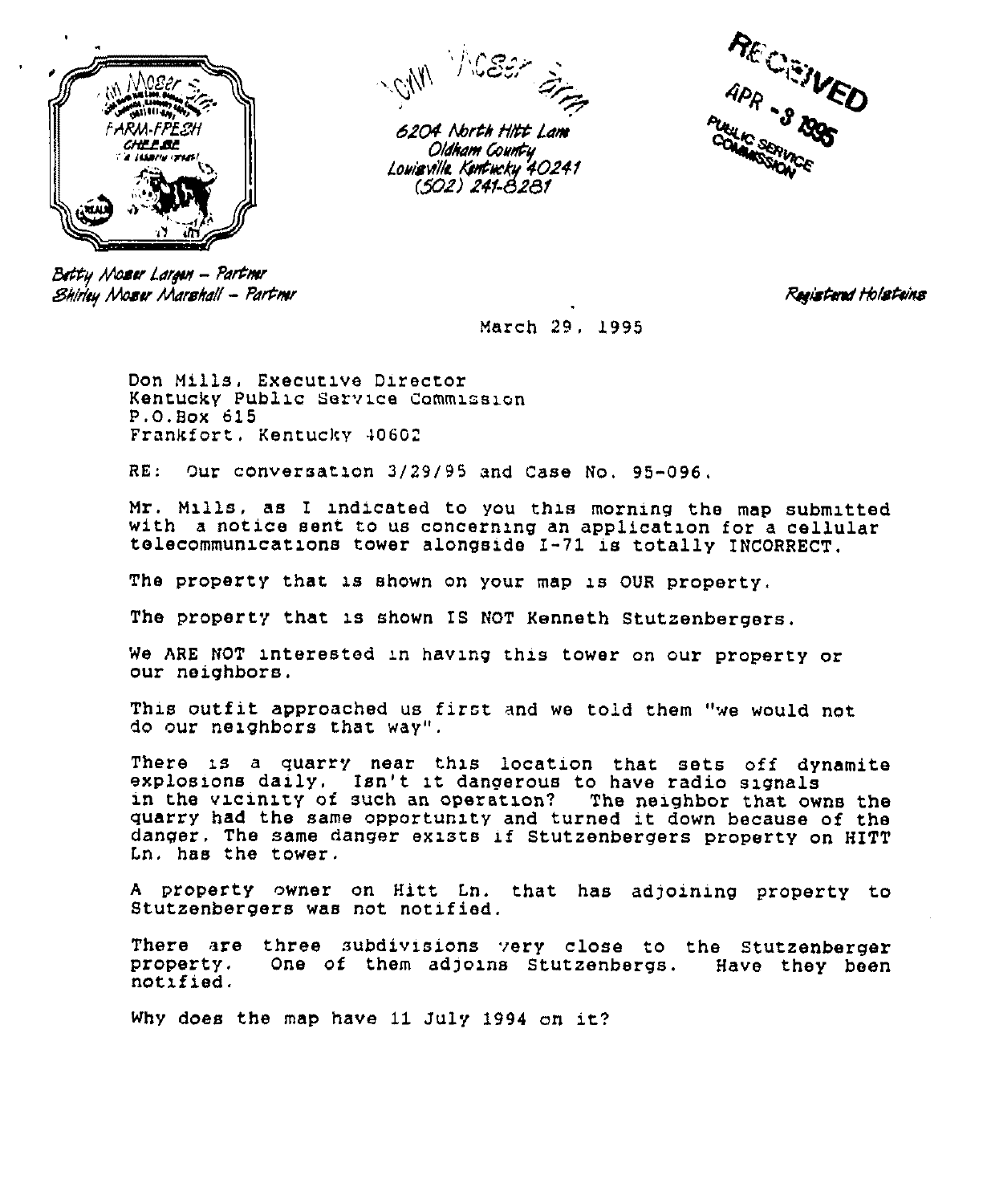Moser Farm

6204 North Hitt Lane
Oldham County
Louisville, Kentucky 40241
(502) 241-8281

RECEIVED
APR - 3 1995
PUBLIC SERVICE COMMISSION

Betty Moser Largen – Partner
Shirley Moser Marshall – Partner

Registered Holsteins

March 29, 1995

Don Mills, Executive Director
Kentucky Public Service Commission
P.O.Box 615
Frankfort, Kentucky 40602

RE: Our conversation 3/29/95 and Case No. 95-096.

Mr. Mills, as I indicated to you this morning the map submitted with a notice sent to us concerning an application for a cellular telecommunications tower alongside I-71 is totally INCORRECT.

The property that is shown on your map is OUR property.

The property that is shown IS NOT Kenneth Stutzenbergers.

We ARE NOT interested in having this tower on our property or our neighbors.

This outfit approached us first and we told them "we would not do our neighbors that way".

There is a quarry near this location that sets off dynamite explosions daily. Isn't it dangerous to have radio signals in the vicinity of such an operation? The neighbor that owns the quarry had the same opportunity and turned it down because of the danger. The same danger exists if Stutzenbergers property on HITT Ln. has the tower.

A property owner on Hitt Ln. that has adjoining property to Stutzenbergers was not notified.

There are three subdivisions very close to the Stutzenberger property. One of them adjoins Stutzenbergs. Have they been notified.

Why does the map have 11 July 1994 on it?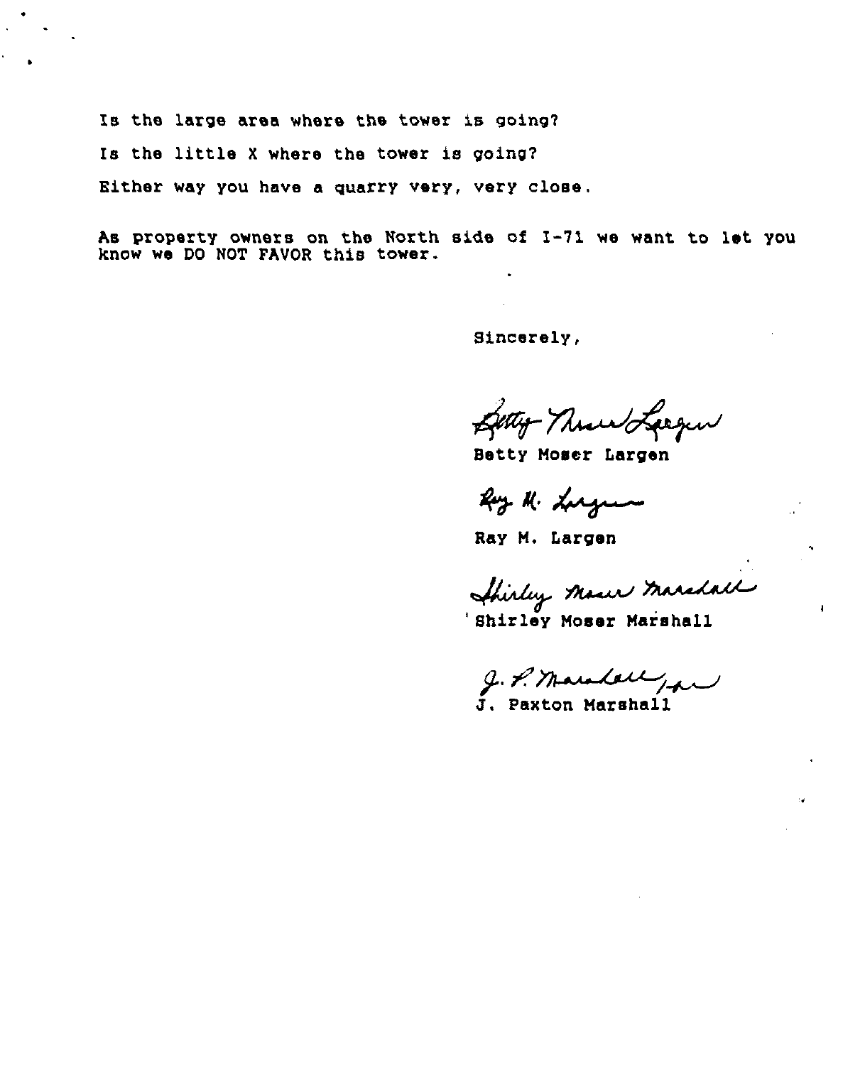Is the large area where the tower is going?

Is the little X where the tower is going?

Either way you have a quarry very, very close.

As property owners on the North side of I-71 we want to let you know we DO NOT FAVOR this tower.

Sincerely,

Betty Moser Largen

Ray M. Largen

Shirley Moser Marshall

J. Paxton Marshall